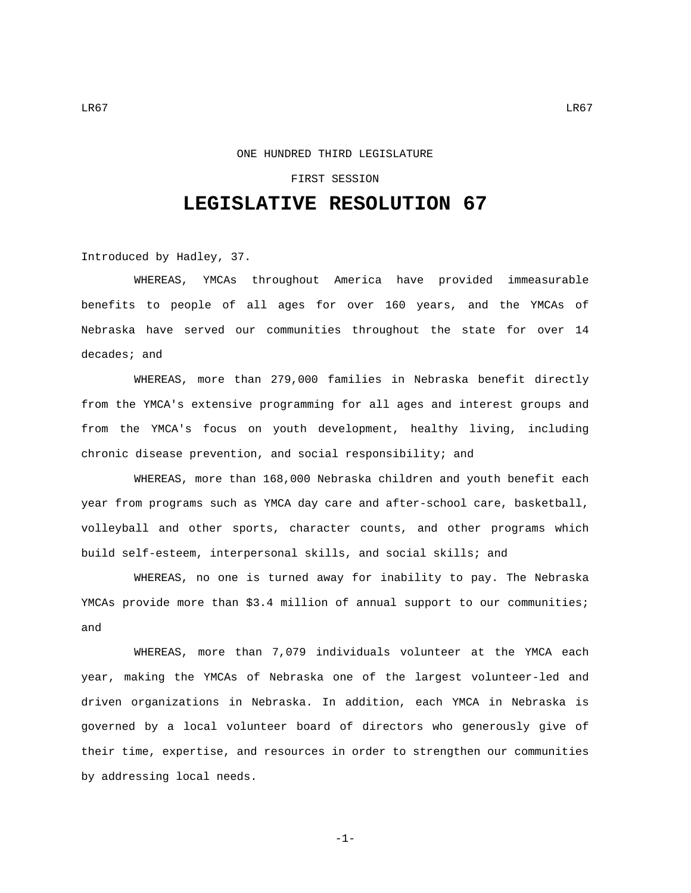ONE HUNDRED THIRD LEGISLATURE

FIRST SESSION

# LEGISLATIVE RESOLUTION 67

Introduced by Hadley, 37.

WHEREAS, YMCAs throughout America have provided immeasurable benefits to people of all ages for over 160 years, and the YMCAs of Nebraska have served our communities throughout the state for over 14 decades; and

WHEREAS, more than 279,000 families in Nebraska benefit directly from the YMCA's extensive programming for all ages and interest groups and from the YMCA's focus on youth development, healthy living, including chronic disease prevention, and social responsibility; and

WHEREAS, more than 168,000 Nebraska children and youth benefit each year from programs such as YMCA day care and after-school care, basketball, volleyball and other sports, character counts, and other programs which build self-esteem, interpersonal skills, and social skills; and

WHEREAS, no one is turned away for inability to pay. The Nebraska YMCAs provide more than $3.4 million of annual support to our communities; and

WHEREAS, more than 7,079 individuals volunteer at the YMCA each year, making the YMCAs of Nebraska one of the largest volunteer-led and driven organizations in Nebraska. In addition, each YMCA in Nebraska is governed by a local volunteer board of directors who generously give of their time, expertise, and resources in order to strengthen our communities by addressing local needs.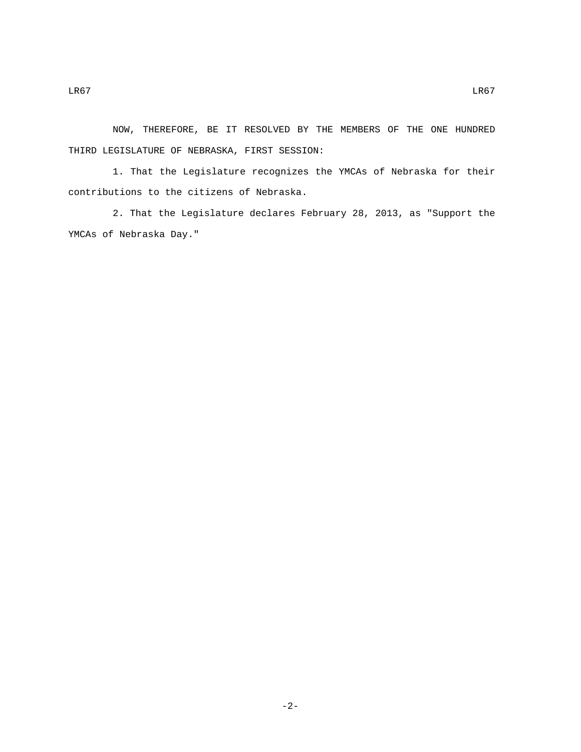NOW, THEREFORE, BE IT RESOLVED BY THE MEMBERS OF THE ONE HUNDRED THIRD LEGISLATURE OF NEBRASKA, FIRST SESSION:

1. That the Legislature recognizes the YMCAs of Nebraska for their contributions to the citizens of Nebraska.

2. That the Legislature declares February 28, 2013, as "Support the YMCAs of Nebraska Day."